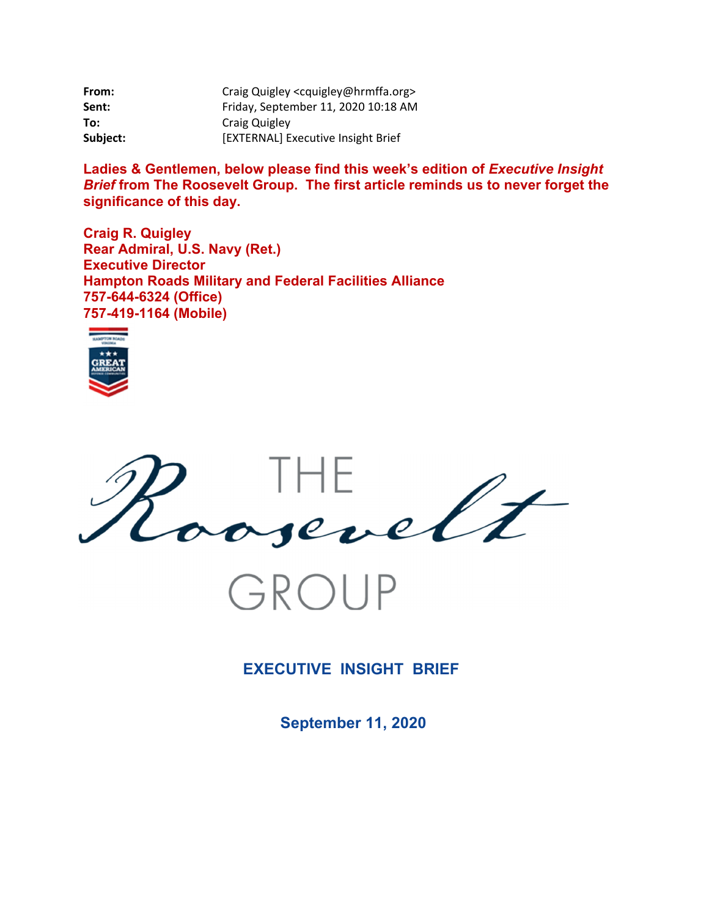**From:** Craig Quigley <cquigley@hrmffa.org>
**Sent:** Friday, September 11, 2020 10:18 AM
**To:** Craig Quigley
**Subject:** [EXTERNAL] Executive Insight Brief

**Ladies & Gentlemen, below please find this week's edition of *Executive Insight Brief* from The Roosevelt Group. The first article reminds us to never forget the significance of this day.**

**Craig R. Quigley**
**Rear Admiral, U.S. Navy (Ret.)**
**Executive Director**
**Hampton Roads Military and Federal Facilities Alliance**
**757-644-6324 (Office)**
**757-419-1164 (Mobile)**

THE Roosevelt GROUP

## EXECUTIVE INSIGHT BRIEF

### September 11, 2020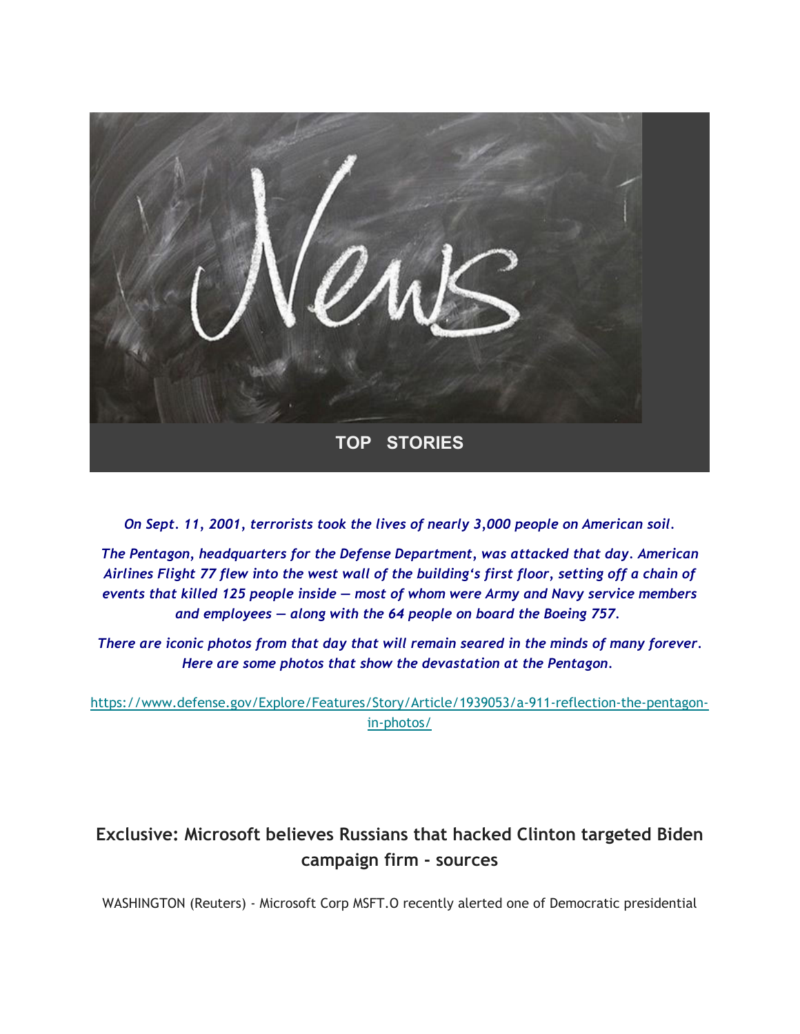TOP STORIES

*On Sept. 11, 2001, terrorists took the lives of nearly 3,000 people on American soil.*

*The Pentagon, headquarters for the Defense Department, was attacked that day. American Airlines Flight 77 flew into the west wall of the building's first floor, setting off a chain of events that killed 125 people inside — most of whom were Army and Navy service members and employees — along with the 64 people on board the Boeing 757.*

*There are iconic photos from that day that will remain seared in the minds of many forever. Here are some photos that show the devastation at the Pentagon.*

https://www.defense.gov/Explore/Features/Story/Article/1939053/a-911-reflection-the-pentagon-in-photos/

## Exclusive: Microsoft believes Russians that hacked Clinton targeted Biden campaign firm - sources

WASHINGTON (Reuters) - Microsoft Corp MSFT.O recently alerted one of Democratic presidential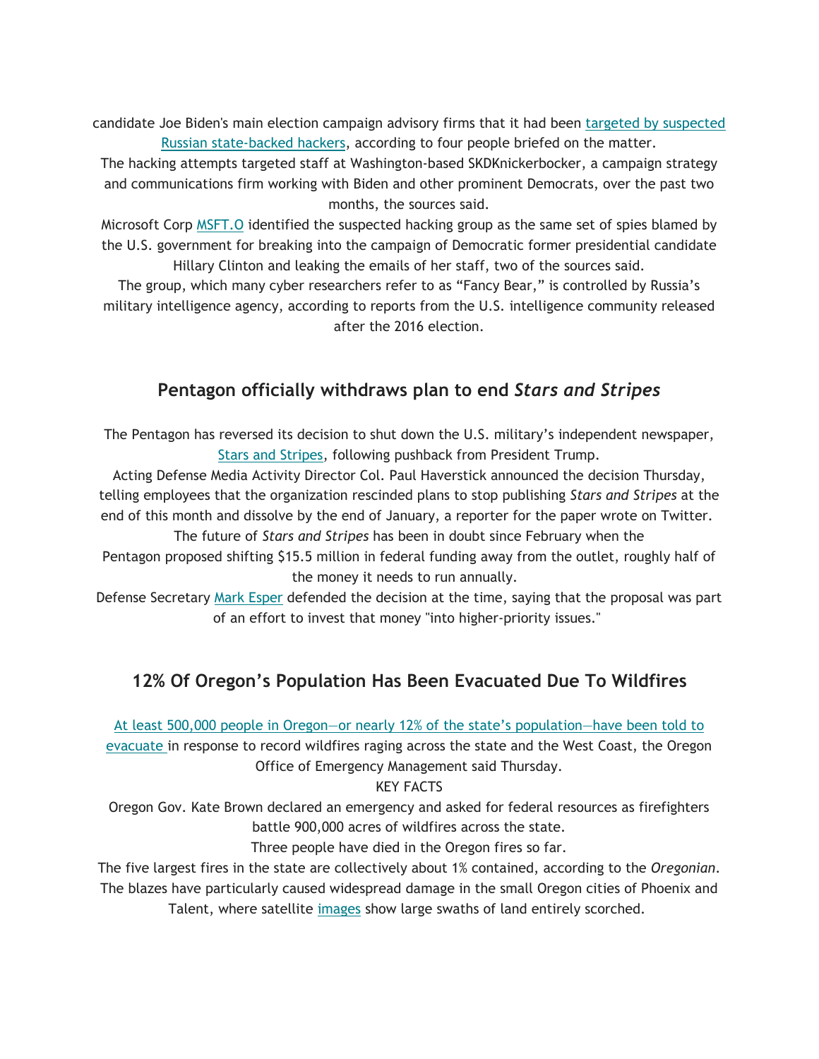candidate Joe Biden's main election campaign advisory firms that it had been targeted by suspected Russian state-backed hackers, according to four people briefed on the matter.

The hacking attempts targeted staff at Washington-based SKDKnickerbocker, a campaign strategy and communications firm working with Biden and other prominent Democrats, over the past two months, the sources said.

Microsoft Corp MSFT.O identified the suspected hacking group as the same set of spies blamed by the U.S. government for breaking into the campaign of Democratic former presidential candidate Hillary Clinton and leaking the emails of her staff, two of the sources said.

The group, which many cyber researchers refer to as "Fancy Bear," is controlled by Russia's military intelligence agency, according to reports from the U.S. intelligence community released after the 2016 election.

## Pentagon officially withdraws plan to end *Stars and Stripes*

The Pentagon has reversed its decision to shut down the U.S. military's independent newspaper, Stars and Stripes, following pushback from President Trump.

Acting Defense Media Activity Director Col. Paul Haverstick announced the decision Thursday, telling employees that the organization rescinded plans to stop publishing *Stars and Stripes* at the end of this month and dissolve by the end of January, a reporter for the paper wrote on Twitter.

The future of *Stars and Stripes* has been in doubt since February when the Pentagon proposed shifting $15.5 million in federal funding away from the outlet, roughly half of the money it needs to run annually.

Defense Secretary Mark Esper defended the decision at the time, saying that the proposal was part of an effort to invest that money "into higher-priority issues."

## 12% Of Oregon's Population Has Been Evacuated Due To Wildfires

At least 500,000 people in Oregon—or nearly 12% of the state's population—have been told to evacuate in response to record wildfires raging across the state and the West Coast, the Oregon Office of Emergency Management said Thursday.

KEY FACTS

Oregon Gov. Kate Brown declared an emergency and asked for federal resources as firefighters battle 900,000 acres of wildfires across the state.

Three people have died in the Oregon fires so far.

The five largest fires in the state are collectively about 1% contained, according to the *Oregonian*.

The blazes have particularly caused widespread damage in the small Oregon cities of Phoenix and Talent, where satellite images show large swaths of land entirely scorched.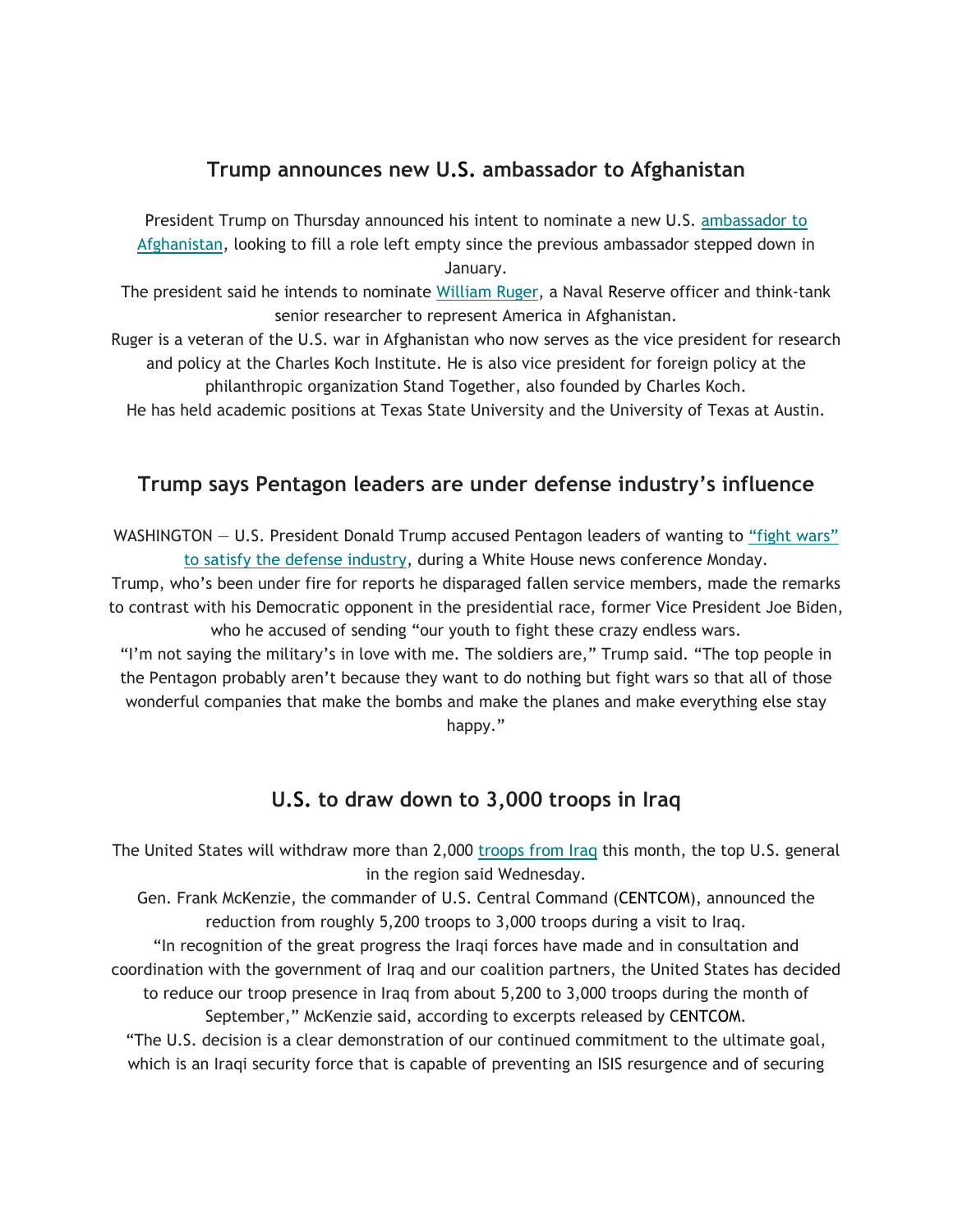## Trump announces new U.S. ambassador to Afghanistan

President Trump on Thursday announced his intent to nominate a new U.S. ambassador to Afghanistan, looking to fill a role left empty since the previous ambassador stepped down in January.

The president said he intends to nominate William Ruger, a Naval Reserve officer and think-tank senior researcher to represent America in Afghanistan.

Ruger is a veteran of the U.S. war in Afghanistan who now serves as the vice president for research and policy at the Charles Koch Institute. He is also vice president for foreign policy at the philanthropic organization Stand Together, also founded by Charles Koch.

He has held academic positions at Texas State University and the University of Texas at Austin.

## Trump says Pentagon leaders are under defense industry's influence

WASHINGTON — U.S. President Donald Trump accused Pentagon leaders of wanting to "fight wars" to satisfy the defense industry, during a White House news conference Monday.

Trump, who's been under fire for reports he disparaged fallen service members, made the remarks to contrast with his Democratic opponent in the presidential race, former Vice President Joe Biden, who he accused of sending "our youth to fight these crazy endless wars.

"I'm not saying the military's in love with me. The soldiers are," Trump said. "The top people in the Pentagon probably aren't because they want to do nothing but fight wars so that all of those wonderful companies that make the bombs and make the planes and make everything else stay happy."

## U.S. to draw down to 3,000 troops in Iraq

The United States will withdraw more than 2,000 troops from Iraq this month, the top U.S. general in the region said Wednesday.

Gen. Frank McKenzie, the commander of U.S. Central Command (CENTCOM), announced the reduction from roughly 5,200 troops to 3,000 troops during a visit to Iraq.

"In recognition of the great progress the Iraqi forces have made and in consultation and coordination with the government of Iraq and our coalition partners, the United States has decided to reduce our troop presence in Iraq from about 5,200 to 3,000 troops during the month of September," McKenzie said, according to excerpts released by CENTCOM.

"The U.S. decision is a clear demonstration of our continued commitment to the ultimate goal, which is an Iraqi security force that is capable of preventing an ISIS resurgence and of securing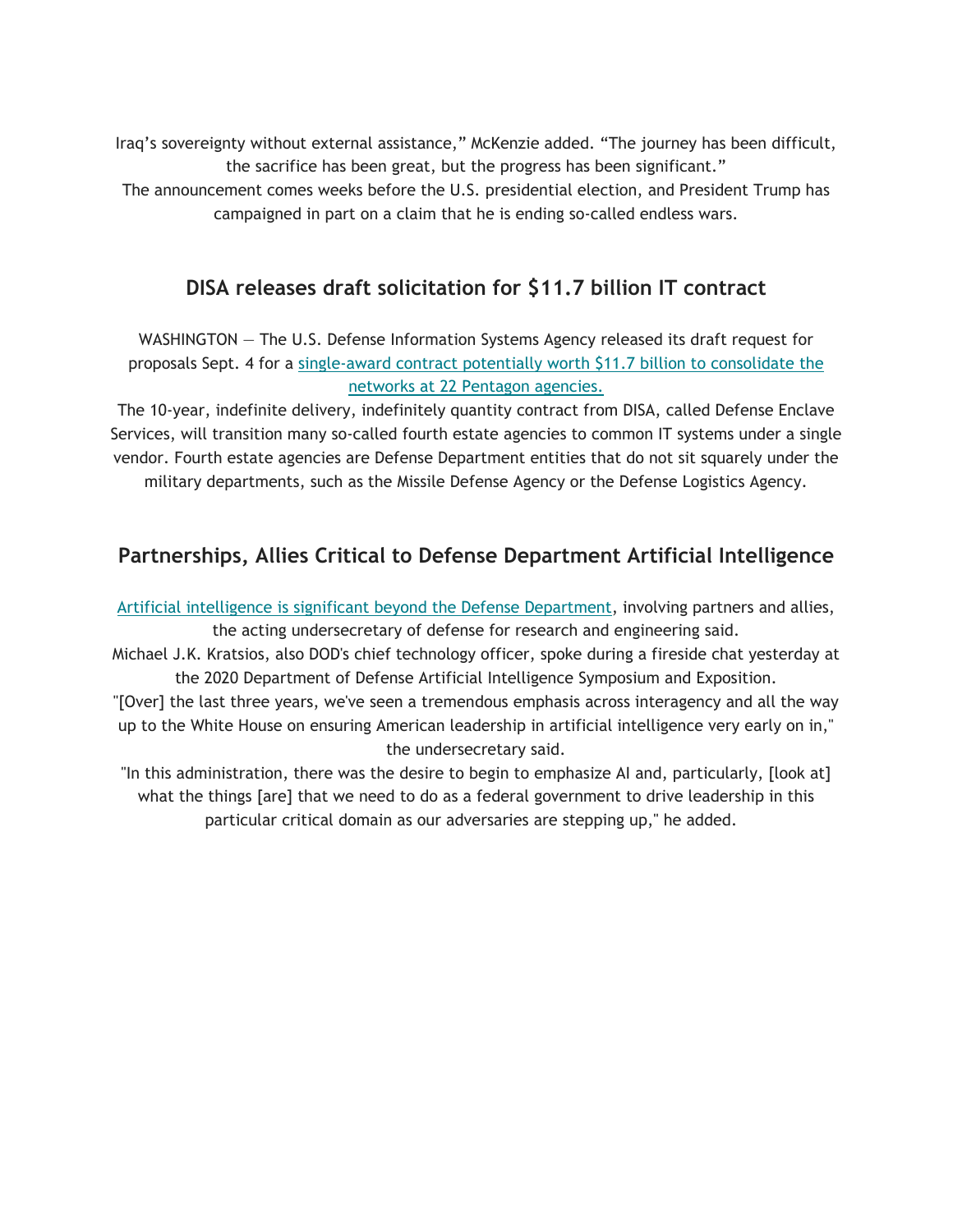Iraq's sovereignty without external assistance," McKenzie added. "The journey has been difficult, the sacrifice has been great, but the progress has been significant."

The announcement comes weeks before the U.S. presidential election, and President Trump has campaigned in part on a claim that he is ending so-called endless wars.

## DISA releases draft solicitation for $11.7 billion IT contract

WASHINGTON — The U.S. Defense Information Systems Agency released its draft request for proposals Sept. 4 for a single-award contract potentially worth $11.7 billion to consolidate the networks at 22 Pentagon agencies.

The 10-year, indefinite delivery, indefinitely quantity contract from DISA, called Defense Enclave Services, will transition many so-called fourth estate agencies to common IT systems under a single vendor. Fourth estate agencies are Defense Department entities that do not sit squarely under the military departments, such as the Missile Defense Agency or the Defense Logistics Agency.

## Partnerships, Allies Critical to Defense Department Artificial Intelligence

Artificial intelligence is significant beyond the Defense Department, involving partners and allies, the acting undersecretary of defense for research and engineering said.

Michael J.K. Kratsios, also DOD's chief technology officer, spoke during a fireside chat yesterday at the 2020 Department of Defense Artificial Intelligence Symposium and Exposition.

"[Over] the last three years, we've seen a tremendous emphasis across interagency and all the way up to the White House on ensuring American leadership in artificial intelligence very early on in," the undersecretary said.

"In this administration, there was the desire to begin to emphasize AI and, particularly, [look at] what the things [are] that we need to do as a federal government to drive leadership in this particular critical domain as our adversaries are stepping up," he added.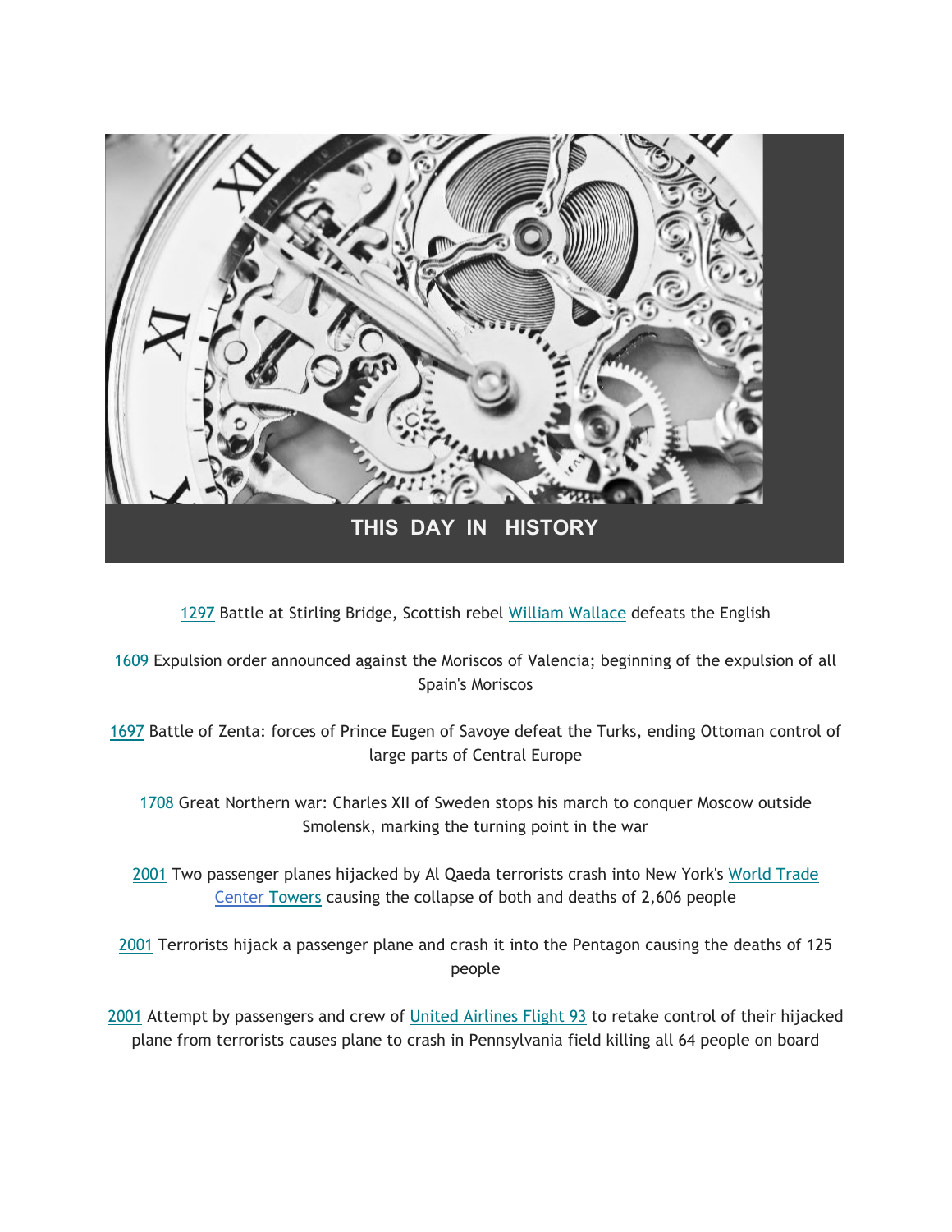# THIS DAY IN HISTORY

1297 Battle at Stirling Bridge, Scottish rebel William Wallace defeats the English

1609 Expulsion order announced against the Moriscos of Valencia; beginning of the expulsion of all Spain's Moriscos

1697 Battle of Zenta: forces of Prince Eugen of Savoye defeat the Turks, ending Ottoman control of large parts of Central Europe

1708 Great Northern war: Charles XII of Sweden stops his march to conquer Moscow outside Smolensk, marking the turning point in the war

2001 Two passenger planes hijacked by Al Qaeda terrorists crash into New York's World Trade Center Towers causing the collapse of both and deaths of 2,606 people

2001 Terrorists hijack a passenger plane and crash it into the Pentagon causing the deaths of 125 people

2001 Attempt by passengers and crew of United Airlines Flight 93 to retake control of their hijacked plane from terrorists causes plane to crash in Pennsylvania field killing all 64 people on board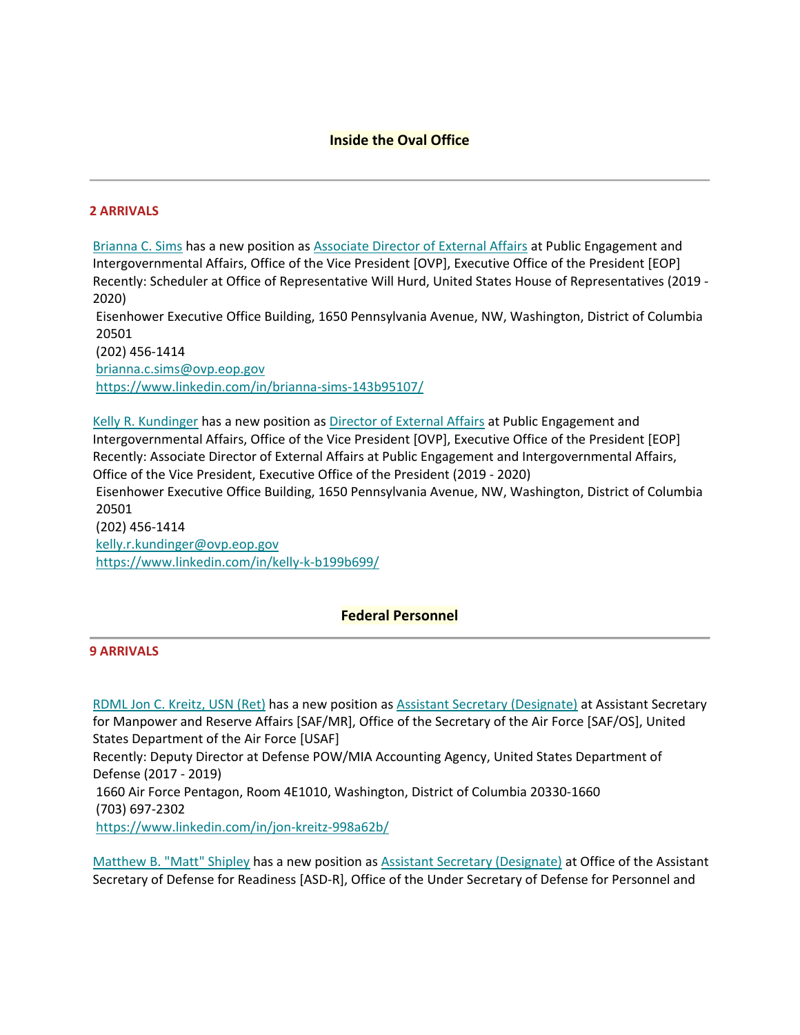## Inside the Oval Office

---

**2 ARRIVALS**

[Brianna C. Sims] has a new position as [Associate Director of External Affairs] at Public Engagement and Intergovernmental Affairs, Office of the Vice President [OVP], Executive Office of the President [EOP]
Recently: Scheduler at Office of Representative Will Hurd, United States House of Representatives (2019 - 2020)
Eisenhower Executive Office Building, 1650 Pennsylvania Avenue, NW, Washington, District of Columbia 20501
(202) 456-1414
brianna.c.sims@ovp.eop.gov
https://www.linkedin.com/in/brianna-sims-143b95107/

[Kelly R. Kundinger] has a new position as [Director of External Affairs] at Public Engagement and Intergovernmental Affairs, Office of the Vice President [OVP], Executive Office of the President [EOP]
Recently: Associate Director of External Affairs at Public Engagement and Intergovernmental Affairs, Office of the Vice President, Executive Office of the President (2019 - 2020)
Eisenhower Executive Office Building, 1650 Pennsylvania Avenue, NW, Washington, District of Columbia 20501
(202) 456-1414
kelly.r.kundinger@ovp.eop.gov
https://www.linkedin.com/in/kelly-k-b199b699/

## Federal Personnel

---

**9 ARRIVALS**

[RDML Jon C. Kreitz, USN (Ret)] has a new position as [Assistant Secretary (Designate)] at Assistant Secretary for Manpower and Reserve Affairs [SAF/MR], Office of the Secretary of the Air Force [SAF/OS], United States Department of the Air Force [USAF]
Recently: Deputy Director at Defense POW/MIA Accounting Agency, United States Department of Defense (2017 - 2019)
1660 Air Force Pentagon, Room 4E1010, Washington, District of Columbia 20330-1660
(703) 697-2302
https://www.linkedin.com/in/jon-kreitz-998a62b/

[Matthew B. "Matt" Shipley] has a new position as [Assistant Secretary (Designate)] at Office of the Assistant Secretary of Defense for Readiness [ASD-R], Office of the Under Secretary of Defense for Personnel and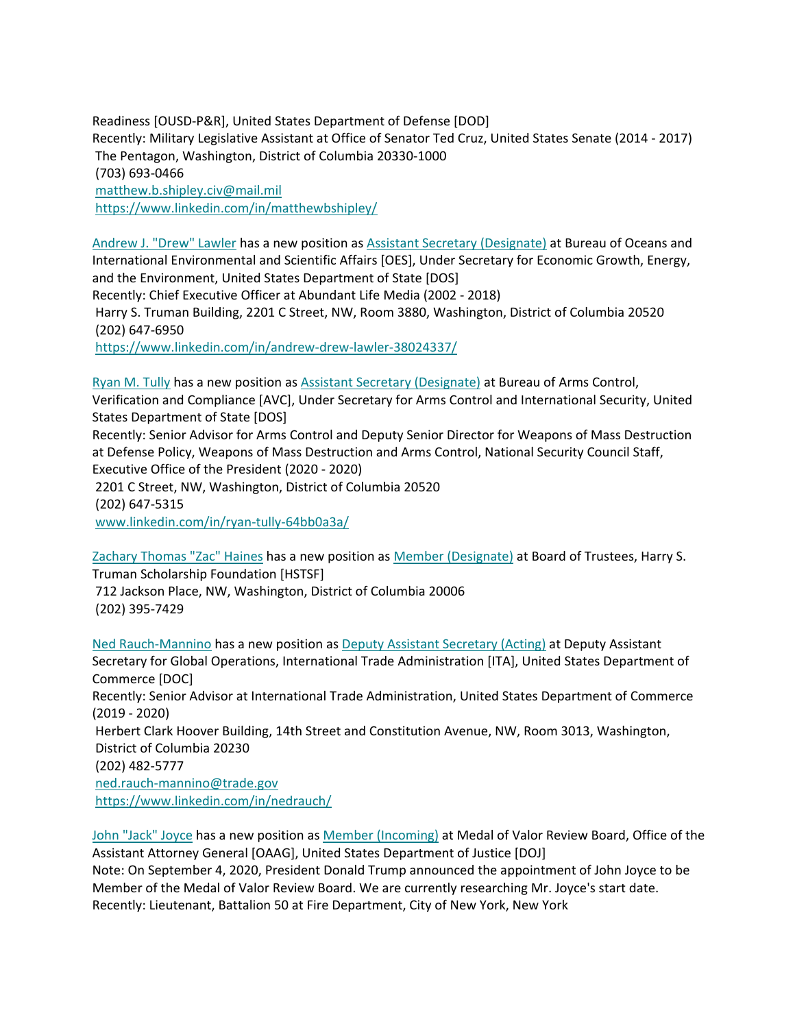Readiness [OUSD-P&R], United States Department of Defense [DOD]
Recently: Military Legislative Assistant at Office of Senator Ted Cruz, United States Senate (2014 - 2017)
The Pentagon, Washington, District of Columbia 20330-1000
(703) 693-0466
matthew.b.shipley.civ@mail.mil
https://www.linkedin.com/in/matthewbshipley/

Andrew J. "Drew" Lawler has a new position as Assistant Secretary (Designate) at Bureau of Oceans and International Environmental and Scientific Affairs [OES], Under Secretary for Economic Growth, Energy, and the Environment, United States Department of State [DOS]
Recently: Chief Executive Officer at Abundant Life Media (2002 - 2018)
Harry S. Truman Building, 2201 C Street, NW, Room 3880, Washington, District of Columbia 20520
(202) 647-6950
https://www.linkedin.com/in/andrew-drew-lawler-38024337/

Ryan M. Tully has a new position as Assistant Secretary (Designate) at Bureau of Arms Control, Verification and Compliance [AVC], Under Secretary for Arms Control and International Security, United States Department of State [DOS]
Recently: Senior Advisor for Arms Control and Deputy Senior Director for Weapons of Mass Destruction at Defense Policy, Weapons of Mass Destruction and Arms Control, National Security Council Staff, Executive Office of the President (2020 - 2020)
2201 C Street, NW, Washington, District of Columbia 20520
(202) 647-5315
www.linkedin.com/in/ryan-tully-64bb0a3a/

Zachary Thomas "Zac" Haines has a new position as Member (Designate) at Board of Trustees, Harry S. Truman Scholarship Foundation [HSTSF]
712 Jackson Place, NW, Washington, District of Columbia 20006
(202) 395-7429

Ned Rauch-Mannino has a new position as Deputy Assistant Secretary (Acting) at Deputy Assistant Secretary for Global Operations, International Trade Administration [ITA], United States Department of Commerce [DOC]
Recently: Senior Advisor at International Trade Administration, United States Department of Commerce (2019 - 2020)
Herbert Clark Hoover Building, 14th Street and Constitution Avenue, NW, Room 3013, Washington, District of Columbia 20230
(202) 482-5777
ned.rauch-mannino@trade.gov
https://www.linkedin.com/in/nedrauch/

John "Jack" Joyce has a new position as Member (Incoming) at Medal of Valor Review Board, Office of the Assistant Attorney General [OAAG], United States Department of Justice [DOJ]
Note: On September 4, 2020, President Donald Trump announced the appointment of John Joyce to be Member of the Medal of Valor Review Board. We are currently researching Mr. Joyce's start date.
Recently: Lieutenant, Battalion 50 at Fire Department, City of New York, New York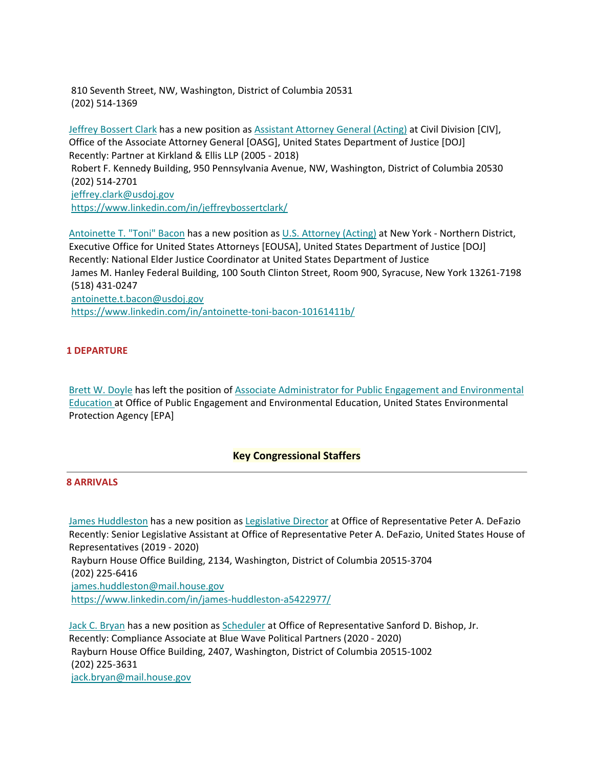810 Seventh Street, NW, Washington, District of Columbia 20531
(202) 514-1369

Jeffrey Bossert Clark has a new position as Assistant Attorney General (Acting) at Civil Division [CIV], Office of the Associate Attorney General [OASG], United States Department of Justice [DOJ]
Recently: Partner at Kirkland & Ellis LLP (2005 - 2018)
Robert F. Kennedy Building, 950 Pennsylvania Avenue, NW, Washington, District of Columbia 20530
(202) 514-2701
jeffrey.clark@usdoj.gov
https://www.linkedin.com/in/jeffreybossertclark/

Antoinette T. "Toni" Bacon has a new position as U.S. Attorney (Acting) at New York - Northern District, Executive Office for United States Attorneys [EOUSA], United States Department of Justice [DOJ]
Recently: National Elder Justice Coordinator at United States Department of Justice
James M. Hanley Federal Building, 100 South Clinton Street, Room 900, Syracuse, New York 13261-7198
(518) 431-0247
antoinette.t.bacon@usdoj.gov
https://www.linkedin.com/in/antoinette-toni-bacon-10161411b/

**1 DEPARTURE**

Brett W. Doyle has left the position of Associate Administrator for Public Engagement and Environmental Education at Office of Public Engagement and Environmental Education, United States Environmental Protection Agency [EPA]

## Key Congressional Staffers

**8 ARRIVALS**

James Huddleston has a new position as Legislative Director at Office of Representative Peter A. DeFazio
Recently: Senior Legislative Assistant at Office of Representative Peter A. DeFazio, United States House of Representatives (2019 - 2020)
Rayburn House Office Building, 2134, Washington, District of Columbia 20515-3704
(202) 225-6416
james.huddleston@mail.house.gov
https://www.linkedin.com/in/james-huddleston-a5422977/

Jack C. Bryan has a new position as Scheduler at Office of Representative Sanford D. Bishop, Jr.
Recently: Compliance Associate at Blue Wave Political Partners (2020 - 2020)
Rayburn House Office Building, 2407, Washington, District of Columbia 20515-1002
(202) 225-3631
jack.bryan@mail.house.gov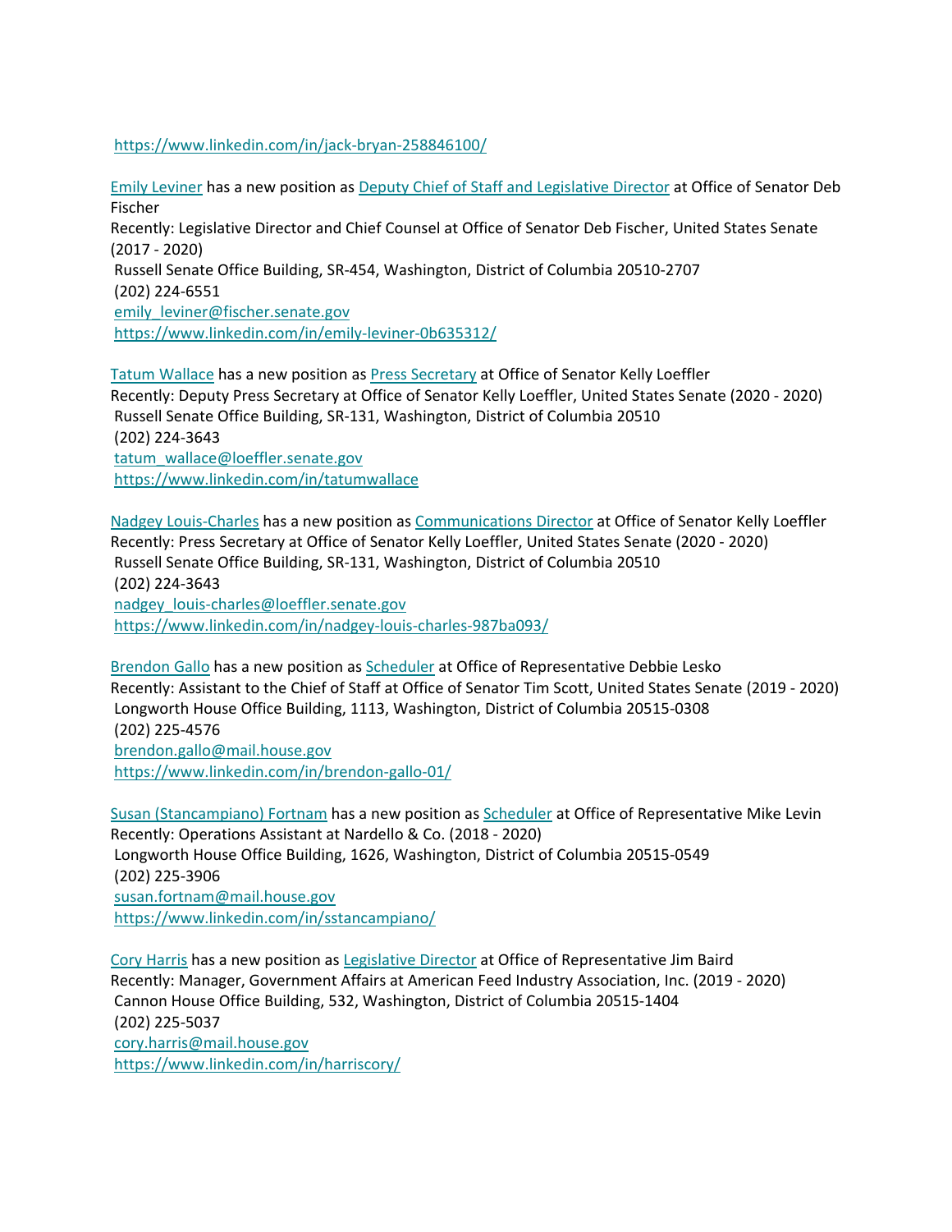https://www.linkedin.com/in/jack-bryan-258846100/

Emily Leviner has a new position as Deputy Chief of Staff and Legislative Director at Office of Senator Deb Fischer
Recently: Legislative Director and Chief Counsel at Office of Senator Deb Fischer, United States Senate (2017 - 2020)
Russell Senate Office Building, SR-454, Washington, District of Columbia 20510-2707
(202) 224-6551
emily_leviner@fischer.senate.gov
https://www.linkedin.com/in/emily-leviner-0b635312/

Tatum Wallace has a new position as Press Secretary at Office of Senator Kelly Loeffler
Recently: Deputy Press Secretary at Office of Senator Kelly Loeffler, United States Senate (2020 - 2020)
Russell Senate Office Building, SR-131, Washington, District of Columbia 20510
(202) 224-3643
tatum_wallace@loeffler.senate.gov
https://www.linkedin.com/in/tatumwallace

Nadgey Louis-Charles has a new position as Communications Director at Office of Senator Kelly Loeffler
Recently: Press Secretary at Office of Senator Kelly Loeffler, United States Senate (2020 - 2020)
Russell Senate Office Building, SR-131, Washington, District of Columbia 20510
(202) 224-3643
nadgey_louis-charles@loeffler.senate.gov
https://www.linkedin.com/in/nadgey-louis-charles-987ba093/

Brendon Gallo has a new position as Scheduler at Office of Representative Debbie Lesko
Recently: Assistant to the Chief of Staff at Office of Senator Tim Scott, United States Senate (2019 - 2020)
Longworth House Office Building, 1113, Washington, District of Columbia 20515-0308
(202) 225-4576
brendon.gallo@mail.house.gov
https://www.linkedin.com/in/brendon-gallo-01/

Susan (Stancampiano) Fortnam has a new position as Scheduler at Office of Representative Mike Levin
Recently: Operations Assistant at Nardello & Co. (2018 - 2020)
Longworth House Office Building, 1626, Washington, District of Columbia 20515-0549
(202) 225-3906
susan.fortnam@mail.house.gov
https://www.linkedin.com/in/sstancampiano/

Cory Harris has a new position as Legislative Director at Office of Representative Jim Baird
Recently: Manager, Government Affairs at American Feed Industry Association, Inc. (2019 - 2020)
Cannon House Office Building, 532, Washington, District of Columbia 20515-1404
(202) 225-5037
cory.harris@mail.house.gov
https://www.linkedin.com/in/harriscory/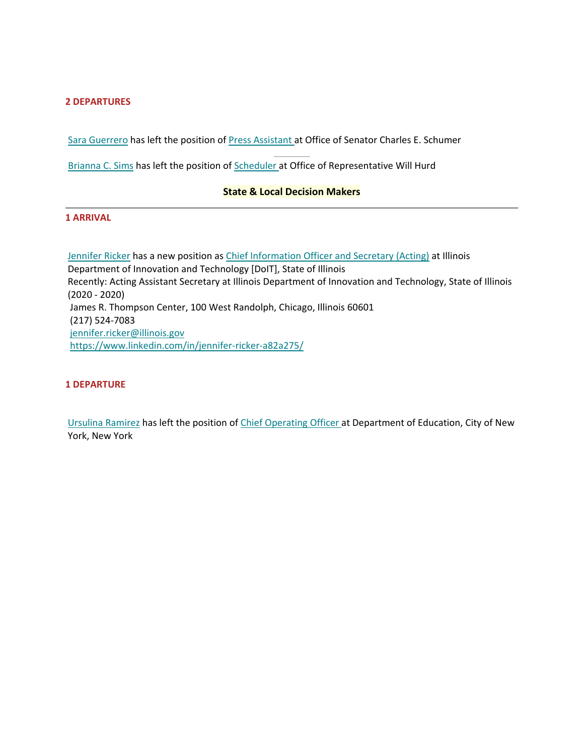**2 DEPARTURES**

[Sara Guerrero](#) has left the position of [Press Assistant](#) at Office of Senator Charles E. Schumer

---

[Brianna C. Sims](#) has left the position of [Scheduler](#) at Office of Representative Will Hurd

## State & Local Decision Makers

---

**1 ARRIVAL**

[Jennifer Ricker](#) has a new position as [Chief Information Officer and Secretary (Acting)](#) at Illinois Department of Innovation and Technology [DoIT], State of Illinois
Recently: Acting Assistant Secretary at Illinois Department of Innovation and Technology, State of Illinois (2020 - 2020)
James R. Thompson Center, 100 West Randolph, Chicago, Illinois 60601
(217) 524-7083
jennifer.ricker@illinois.gov
https://www.linkedin.com/in/jennifer-ricker-a82a275/

**1 DEPARTURE**

[Ursulina Ramirez](#) has left the position of [Chief Operating Officer](#) at Department of Education, City of New York, New York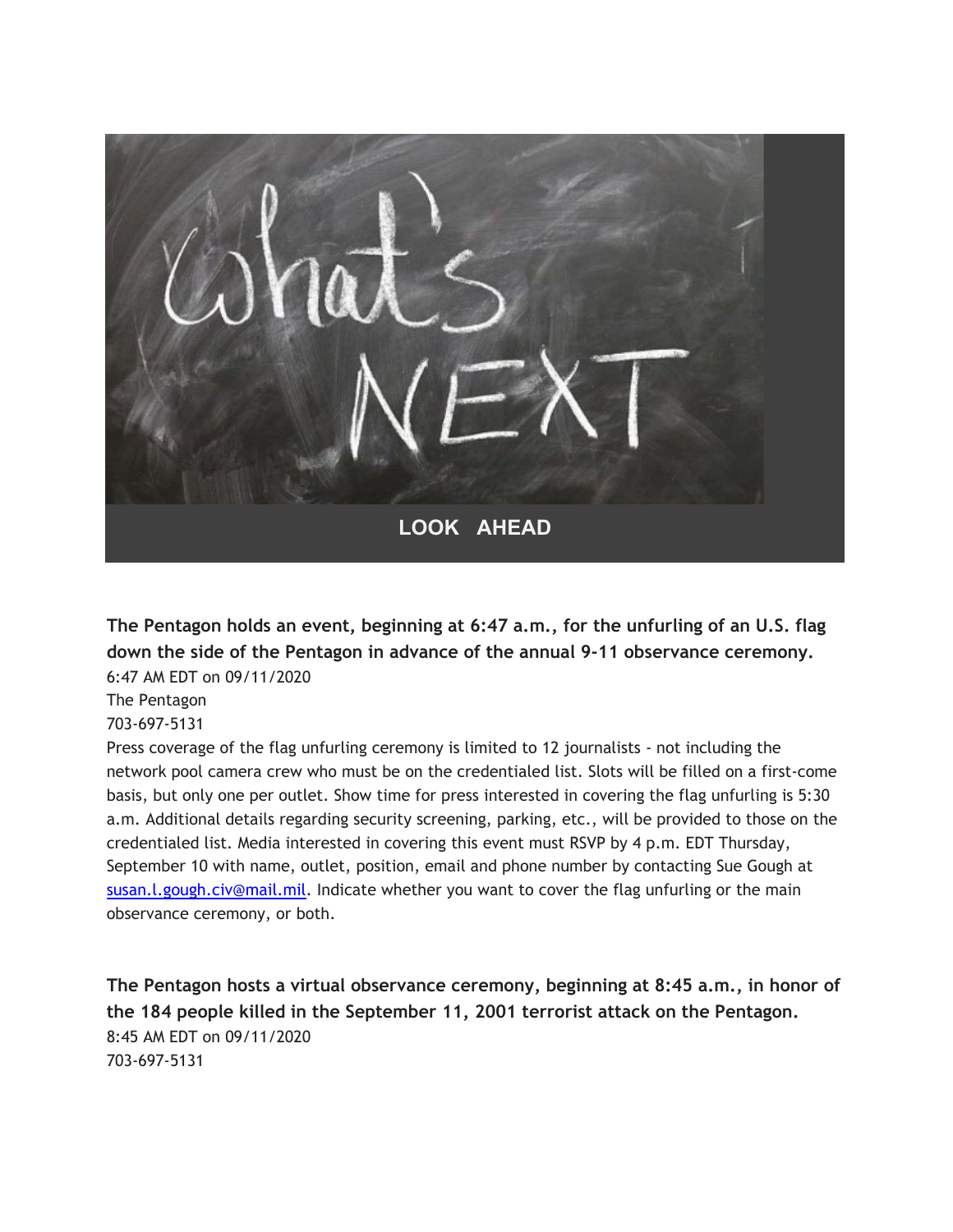LOOK AHEAD

**The Pentagon holds an event, beginning at 6:47 a.m., for the unfurling of an U.S. flag down the side of the Pentagon in advance of the annual 9-11 observance ceremony.**

6:47 AM EDT on 09/11/2020
The Pentagon
703-697-5131

Press coverage of the flag unfurling ceremony is limited to 12 journalists - not including the network pool camera crew who must be on the credentialed list. Slots will be filled on a first-come basis, but only one per outlet. Show time for press interested in covering the flag unfurling is 5:30 a.m. Additional details regarding security screening, parking, etc., will be provided to those on the credentialed list. Media interested in covering this event must RSVP by 4 p.m. EDT Thursday, September 10 with name, outlet, position, email and phone number by contacting Sue Gough at susan.l.gough.civ@mail.mil. Indicate whether you want to cover the flag unfurling or the main observance ceremony, or both.

**The Pentagon hosts a virtual observance ceremony, beginning at 8:45 a.m., in honor of the 184 people killed in the September 11, 2001 terrorist attack on the Pentagon.**

8:45 AM EDT on 09/11/2020
703-697-5131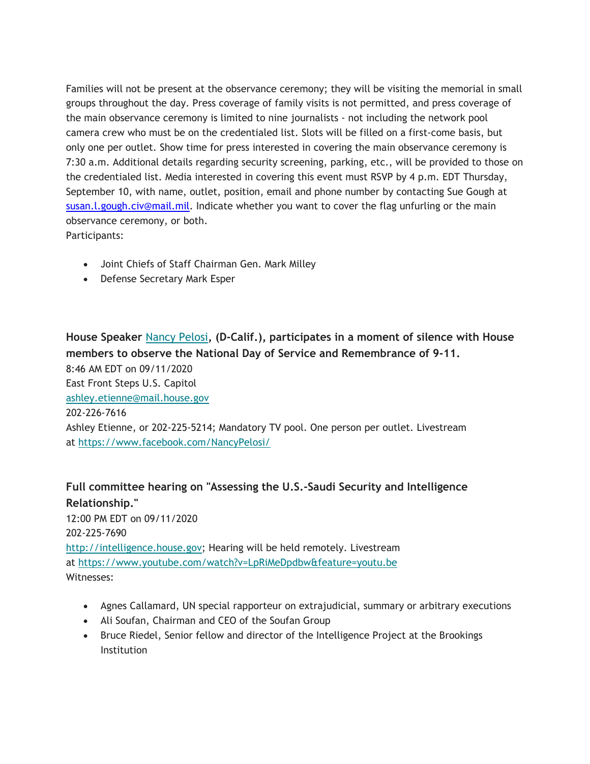Families will not be present at the observance ceremony; they will be visiting the memorial in small groups throughout the day. Press coverage of family visits is not permitted, and press coverage of the main observance ceremony is limited to nine journalists - not including the network pool camera crew who must be on the credentialed list. Slots will be filled on a first-come basis, but only one per outlet. Show time for press interested in covering the main observance ceremony is 7:30 a.m. Additional details regarding security screening, parking, etc., will be provided to those on the credentialed list. Media interested in covering this event must RSVP by 4 p.m. EDT Thursday, September 10, with name, outlet, position, email and phone number by contacting Sue Gough at susan.l.gough.civ@mail.mil. Indicate whether you want to cover the flag unfurling or the main observance ceremony, or both.
Participants:

- Joint Chiefs of Staff Chairman Gen. Mark Milley
- Defense Secretary Mark Esper

**House Speaker Nancy Pelosi, (D-Calif.), participates in a moment of silence with House members to observe the National Day of Service and Remembrance of 9-11.**
8:46 AM EDT on 09/11/2020
East Front Steps U.S. Capitol
ashley.etienne@mail.house.gov
202-226-7616
Ashley Etienne, or 202-225-5214; Mandatory TV pool. One person per outlet. Livestream at https://www.facebook.com/NancyPelosi/

**Full committee hearing on "Assessing the U.S.-Saudi Security and Intelligence Relationship."**
12:00 PM EDT on 09/11/2020
202-225-7690
http://intelligence.house.gov; Hearing will be held remotely. Livestream at https://www.youtube.com/watch?v=LpRiMeDpdbw&feature=youtu.be
Witnesses:

- Agnes Callamard, UN special rapporteur on extrajudicial, summary or arbitrary executions
- Ali Soufan, Chairman and CEO of the Soufan Group
- Bruce Riedel, Senior fellow and director of the Intelligence Project at the Brookings Institution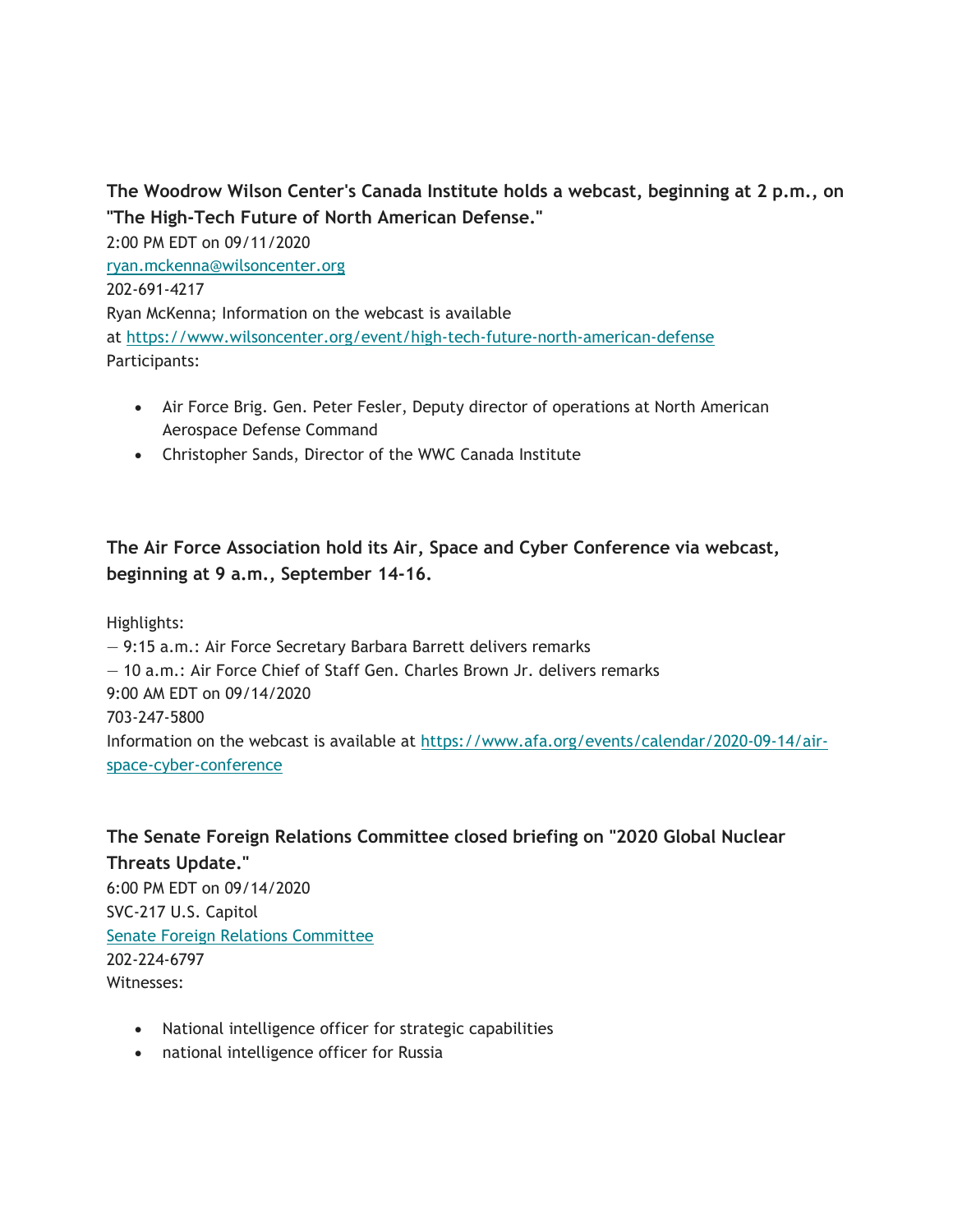**The Woodrow Wilson Center's Canada Institute holds a webcast, beginning at 2 p.m., on "The High-Tech Future of North American Defense."**

2:00 PM EDT on 09/11/2020
ryan.mckenna@wilsoncenter.org
202-691-4217
Ryan McKenna; Information on the webcast is available at https://www.wilsoncenter.org/event/high-tech-future-north-american-defense
Participants:

- Air Force Brig. Gen. Peter Fesler, Deputy director of operations at North American Aerospace Defense Command
- Christopher Sands, Director of the WWC Canada Institute

**The Air Force Association hold its Air, Space and Cyber Conference via webcast, beginning at 9 a.m., September 14-16.**

Highlights:
— 9:15 a.m.: Air Force Secretary Barbara Barrett delivers remarks
— 10 a.m.: Air Force Chief of Staff Gen. Charles Brown Jr. delivers remarks
9:00 AM EDT on 09/14/2020
703-247-5800
Information on the webcast is available at https://www.afa.org/events/calendar/2020-09-14/air-space-cyber-conference

**The Senate Foreign Relations Committee closed briefing on "2020 Global Nuclear Threats Update."**

6:00 PM EDT on 09/14/2020
SVC-217 U.S. Capitol
Senate Foreign Relations Committee
202-224-6797
Witnesses:

- National intelligence officer for strategic capabilities
- national intelligence officer for Russia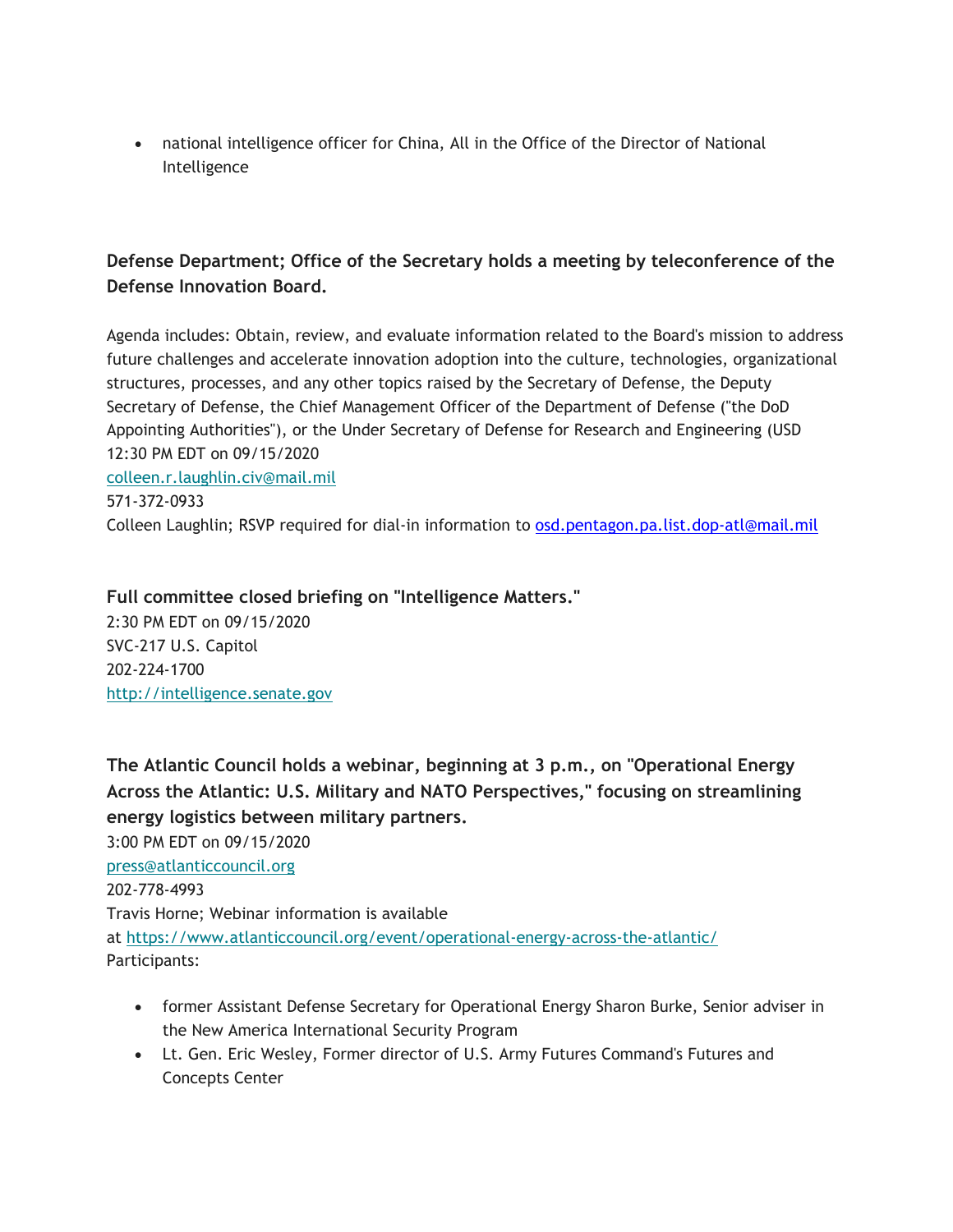- national intelligence officer for China, All in the Office of the Director of National Intelligence

**Defense Department; Office of the Secretary holds a meeting by teleconference of the Defense Innovation Board.**

Agenda includes: Obtain, review, and evaluate information related to the Board's mission to address future challenges and accelerate innovation adoption into the culture, technologies, organizational structures, processes, and any other topics raised by the Secretary of Defense, the Deputy Secretary of Defense, the Chief Management Officer of the Department of Defense ("the DoD Appointing Authorities"), or the Under Secretary of Defense for Research and Engineering (USD
12:30 PM EDT on 09/15/2020
colleen.r.laughlin.civ@mail.mil
571-372-0933
Colleen Laughlin; RSVP required for dial-in information to osd.pentagon.pa.list.dop-atl@mail.mil

**Full committee closed briefing on "Intelligence Matters."**
2:30 PM EDT on 09/15/2020
SVC-217 U.S. Capitol
202-224-1700
http://intelligence.senate.gov

**The Atlantic Council holds a webinar, beginning at 3 p.m., on "Operational Energy Across the Atlantic: U.S. Military and NATO Perspectives," focusing on streamlining energy logistics between military partners.**
3:00 PM EDT on 09/15/2020
press@atlanticcouncil.org
202-778-4993
Travis Horne; Webinar information is available at https://www.atlanticcouncil.org/event/operational-energy-across-the-atlantic/
Participants:

- former Assistant Defense Secretary for Operational Energy Sharon Burke, Senior adviser in the New America International Security Program
- Lt. Gen. Eric Wesley, Former director of U.S. Army Futures Command's Futures and Concepts Center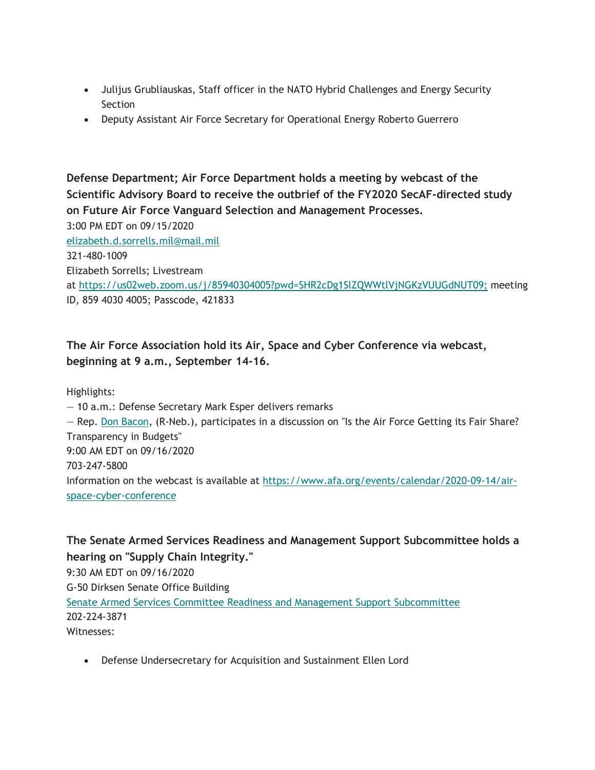- Julijus Grubliauskas, Staff officer in the NATO Hybrid Challenges and Energy Security Section
- Deputy Assistant Air Force Secretary for Operational Energy Roberto Guerrero

**Defense Department; Air Force Department holds a meeting by webcast of the Scientific Advisory Board to receive the outbrief of the FY2020 SecAF-directed study on Future Air Force Vanguard Selection and Management Processes.**
3:00 PM EDT on 09/15/2020
[elizabeth.d.sorrells.mil@mail.mil](mailto:elizabeth.d.sorrells.mil@mail.mil)
321-480-1009
Elizabeth Sorrells; Livestream at [https://us02web.zoom.us/j/85940304005?pwd=SHR2cDg1SlZQWWtlVjNGKzVUUGdNUT09;](https://us02web.zoom.us/j/85940304005?pwd=SHR2cDg1SlZQWWtlVjNGKzVUUGdNUT09) meeting ID, 859 4030 4005; Passcode, 421833

**The Air Force Association hold its Air, Space and Cyber Conference via webcast, beginning at 9 a.m., September 14-16.**

Highlights:
— 10 a.m.: Defense Secretary Mark Esper delivers remarks
— Rep. [Don Bacon](), (R-Neb.), participates in a discussion on "Is the Air Force Getting its Fair Share? Transparency in Budgets"
9:00 AM EDT on 09/16/2020
703-247-5800
Information on the webcast is available at [https://www.afa.org/events/calendar/2020-09-14/air-space-cyber-conference](https://www.afa.org/events/calendar/2020-09-14/air-space-cyber-conference)

**The Senate Armed Services Readiness and Management Support Subcommittee holds a hearing on "Supply Chain Integrity."**
9:30 AM EDT on 09/16/2020
G-50 Dirksen Senate Office Building
[Senate Armed Services Committee Readiness and Management Support Subcommittee]()
202-224-3871
Witnesses:

- Defense Undersecretary for Acquisition and Sustainment Ellen Lord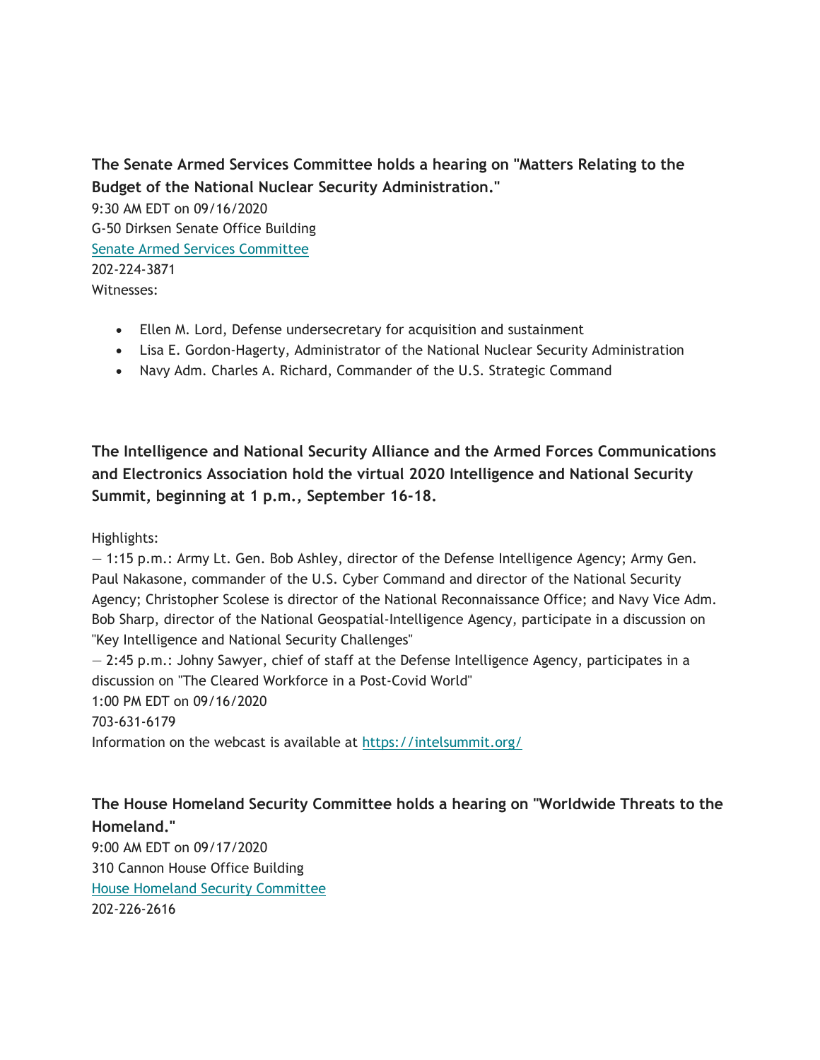**The Senate Armed Services Committee holds a hearing on "Matters Relating to the Budget of the National Nuclear Security Administration."**

9:30 AM EDT on 09/16/2020
G-50 Dirksen Senate Office Building
[Senate Armed Services Committee]()
202-224-3871
Witnesses:

- Ellen M. Lord, Defense undersecretary for acquisition and sustainment
- Lisa E. Gordon-Hagerty, Administrator of the National Nuclear Security Administration
- Navy Adm. Charles A. Richard, Commander of the U.S. Strategic Command

**The Intelligence and National Security Alliance and the Armed Forces Communications and Electronics Association hold the virtual 2020 Intelligence and National Security Summit, beginning at 1 p.m., September 16-18.**

Highlights:
— 1:15 p.m.: Army Lt. Gen. Bob Ashley, director of the Defense Intelligence Agency; Army Gen. Paul Nakasone, commander of the U.S. Cyber Command and director of the National Security Agency; Christopher Scolese is director of the National Reconnaissance Office; and Navy Vice Adm. Bob Sharp, director of the National Geospatial-Intelligence Agency, participate in a discussion on "Key Intelligence and National Security Challenges"
— 2:45 p.m.: Johny Sawyer, chief of staff at the Defense Intelligence Agency, participates in a discussion on "The Cleared Workforce in a Post-Covid World"
1:00 PM EDT on 09/16/2020
703-631-6179
Information on the webcast is available at [https://intelsummit.org/](https://intelsummit.org/)

**The House Homeland Security Committee holds a hearing on "Worldwide Threats to the Homeland."**

9:00 AM EDT on 09/17/2020
310 Cannon House Office Building
[House Homeland Security Committee]()
202-226-2616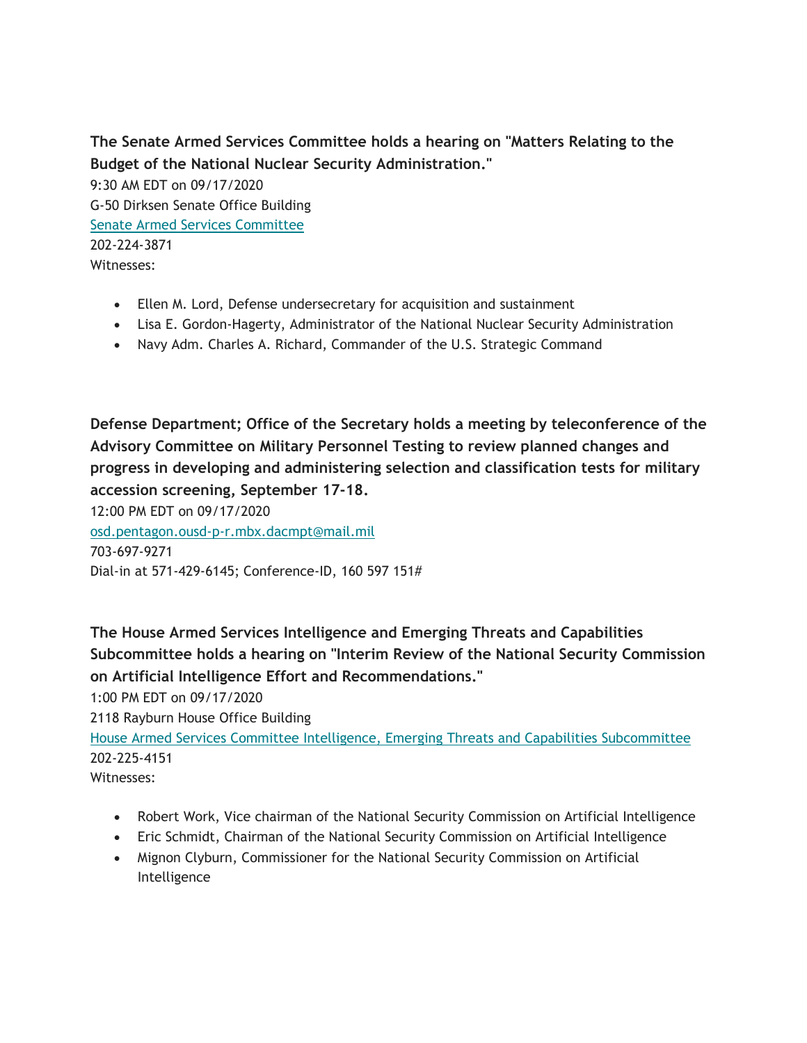**The Senate Armed Services Committee holds a hearing on "Matters Relating to the Budget of the National Nuclear Security Administration."**

9:30 AM EDT on 09/17/2020
G-50 Dirksen Senate Office Building
Senate Armed Services Committee
202-224-3871
Witnesses:

- Ellen M. Lord, Defense undersecretary for acquisition and sustainment
- Lisa E. Gordon-Hagerty, Administrator of the National Nuclear Security Administration
- Navy Adm. Charles A. Richard, Commander of the U.S. Strategic Command

**Defense Department; Office of the Secretary holds a meeting by teleconference of the Advisory Committee on Military Personnel Testing to review planned changes and progress in developing and administering selection and classification tests for military accession screening, September 17-18.**

12:00 PM EDT on 09/17/2020
osd.pentagon.ousd-p-r.mbx.dacmpt@mail.mil
703-697-9271
Dial-in at 571-429-6145; Conference-ID, 160 597 151#

**The House Armed Services Intelligence and Emerging Threats and Capabilities Subcommittee holds a hearing on "Interim Review of the National Security Commission on Artificial Intelligence Effort and Recommendations."**

1:00 PM EDT on 09/17/2020
2118 Rayburn House Office Building
House Armed Services Committee Intelligence, Emerging Threats and Capabilities Subcommittee
202-225-4151
Witnesses:

- Robert Work, Vice chairman of the National Security Commission on Artificial Intelligence
- Eric Schmidt, Chairman of the National Security Commission on Artificial Intelligence
- Mignon Clyburn, Commissioner for the National Security Commission on Artificial Intelligence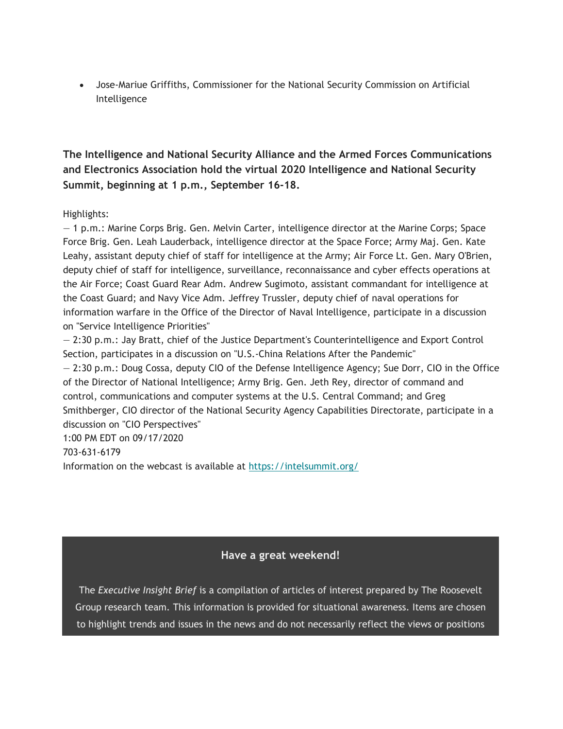- Jose-Mariue Griffiths, Commissioner for the National Security Commission on Artificial Intelligence

**The Intelligence and National Security Alliance and the Armed Forces Communications and Electronics Association hold the virtual 2020 Intelligence and National Security Summit, beginning at 1 p.m., September 16-18.**

Highlights:
— 1 p.m.: Marine Corps Brig. Gen. Melvin Carter, intelligence director at the Marine Corps; Space Force Brig. Gen. Leah Lauderback, intelligence director at the Space Force; Army Maj. Gen. Kate Leahy, assistant deputy chief of staff for intelligence at the Army; Air Force Lt. Gen. Mary O'Brien, deputy chief of staff for intelligence, surveillance, reconnaissance and cyber effects operations at the Air Force; Coast Guard Rear Adm. Andrew Sugimoto, assistant commandant for intelligence at the Coast Guard; and Navy Vice Adm. Jeffrey Trussler, deputy chief of naval operations for information warfare in the Office of the Director of Naval Intelligence, participate in a discussion on "Service Intelligence Priorities"
— 2:30 p.m.: Jay Bratt, chief of the Justice Department's Counterintelligence and Export Control Section, participates in a discussion on "U.S.-China Relations After the Pandemic"
— 2:30 p.m.: Doug Cossa, deputy CIO of the Defense Intelligence Agency; Sue Dorr, CIO in the Office of the Director of National Intelligence; Army Brig. Gen. Jeth Rey, director of command and control, communications and computer systems at the U.S. Central Command; and Greg Smithberger, CIO director of the National Security Agency Capabilities Directorate, participate in a discussion on "CIO Perspectives"
1:00 PM EDT on 09/17/2020
703-631-6179
Information on the webcast is available at [https://intelsummit.org/](https://intelsummit.org/)

**Have a great weekend!**

The *Executive Insight Brief* is a compilation of articles of interest prepared by The Roosevelt Group research team. This information is provided for situational awareness. Items are chosen to highlight trends and issues in the news and do not necessarily reflect the views or positions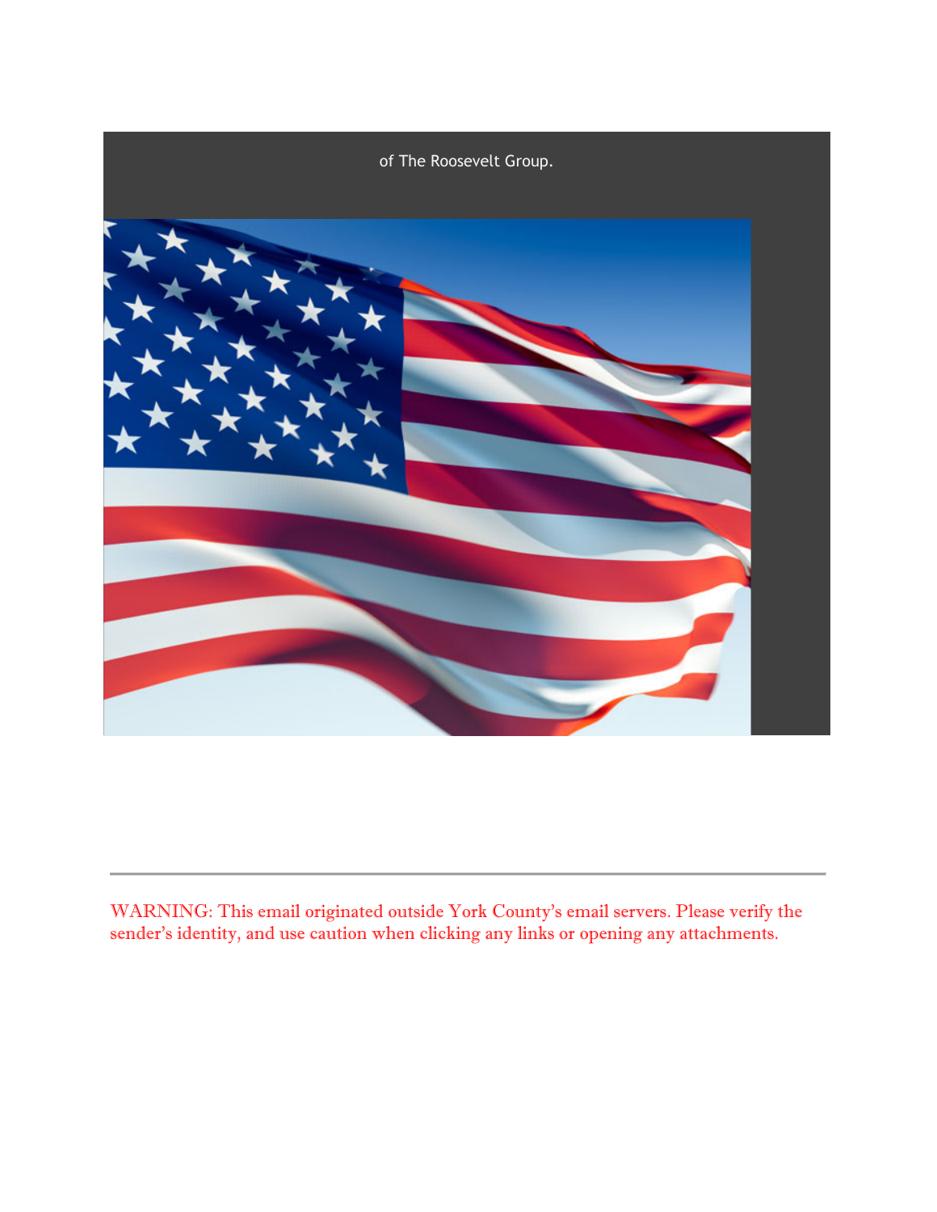of The Roosevelt Group.

---

WARNING: This email originated outside York County's email servers. Please verify the sender's identity, and use caution when clicking any links or opening any attachments.